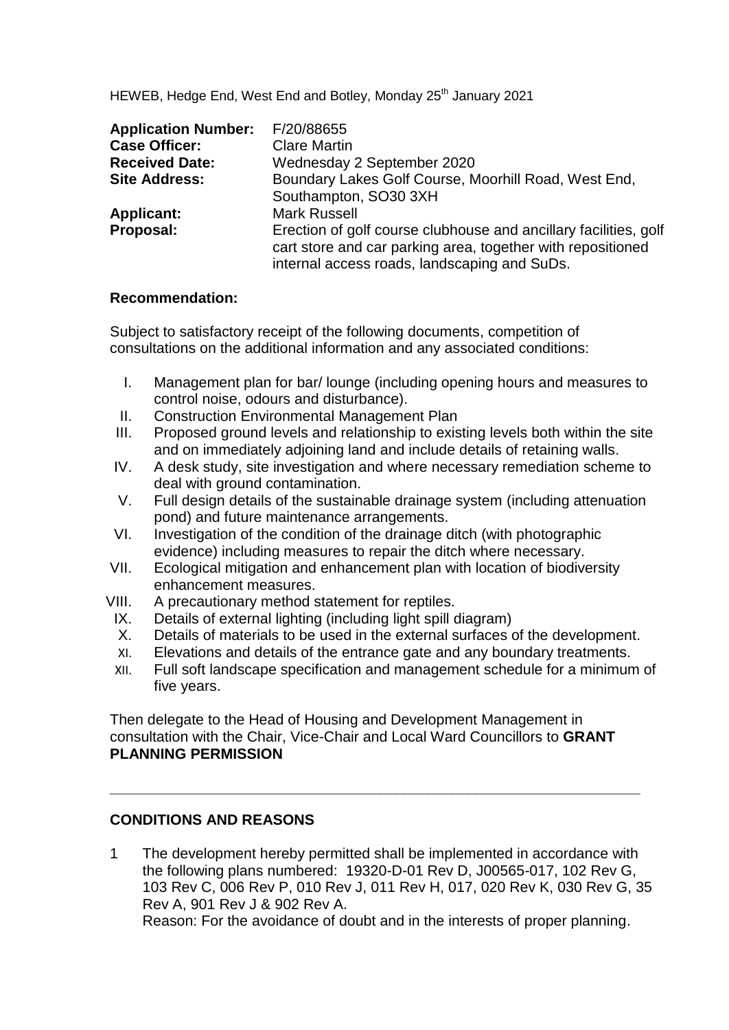HEWEB, Hedge End, West End and Botley, Monday 25th January 2021

| | |
|---|---|
| **Application Number:** | F/20/88655 |
| **Case Officer:** | Clare Martin |
| **Received Date:** | Wednesday 2 September 2020 |
| **Site Address:** | Boundary Lakes Golf Course, Moorhill Road, West End, Southampton, SO30 3XH |
| **Applicant:** | Mark Russell |
| **Proposal:** | Erection of golf course clubhouse and ancillary facilities, golf cart store and car parking area, together with repositioned internal access roads, landscaping and SuDs. |

**Recommendation:**

Subject to satisfactory receipt of the following documents, competition of consultations on the additional information and any associated conditions:

I. Management plan for bar/ lounge (including opening hours and measures to control noise, odours and disturbance).
II. Construction Environmental Management Plan
III. Proposed ground levels and relationship to existing levels both within the site and on immediately adjoining land and include details of retaining walls.
IV. A desk study, site investigation and where necessary remediation scheme to deal with ground contamination.
V. Full design details of the sustainable drainage system (including attenuation pond) and future maintenance arrangements.
VI. Investigation of the condition of the drainage ditch (with photographic evidence) including measures to repair the ditch where necessary.
VII. Ecological mitigation and enhancement plan with location of biodiversity enhancement measures.
VIII. A precautionary method statement for reptiles.
IX. Details of external lighting (including light spill diagram)
X. Details of materials to be used in the external surfaces of the development.
XI. Elevations and details of the entrance gate and any boundary treatments.
XII. Full soft landscape specification and management schedule for a minimum of five years.

Then delegate to the Head of Housing and Development Management in consultation with the Chair, Vice-Chair and Local Ward Councillors to **GRANT PLANNING PERMISSION**

---

**CONDITIONS AND REASONS**

1 The development hereby permitted shall be implemented in accordance with the following plans numbered: 19320-D-01 Rev D, J00565-017, 102 Rev G, 103 Rev C, 006 Rev P, 010 Rev J, 011 Rev H, 017, 020 Rev K, 030 Rev G, 35 Rev A, 901 Rev J & 902 Rev A.
Reason: For the avoidance of doubt and in the interests of proper planning.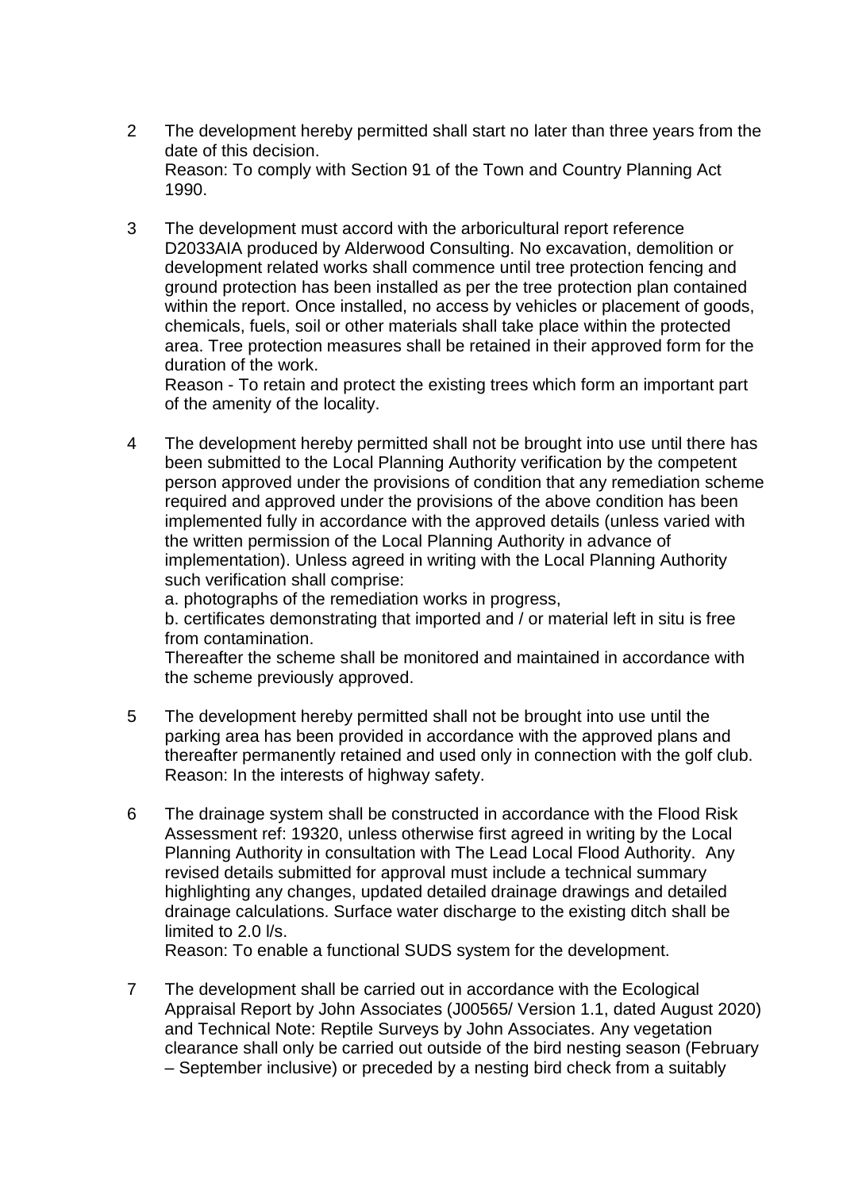2 The development hereby permitted shall start no later than three years from the date of this decision.
Reason: To comply with Section 91 of the Town and Country Planning Act 1990.

3 The development must accord with the arboricultural report reference D2033AIA produced by Alderwood Consulting. No excavation, demolition or development related works shall commence until tree protection fencing and ground protection has been installed as per the tree protection plan contained within the report. Once installed, no access by vehicles or placement of goods, chemicals, fuels, soil or other materials shall take place within the protected area. Tree protection measures shall be retained in their approved form for the duration of the work.
Reason - To retain and protect the existing trees which form an important part of the amenity of the locality.

4 The development hereby permitted shall not be brought into use until there has been submitted to the Local Planning Authority verification by the competent person approved under the provisions of condition that any remediation scheme required and approved under the provisions of the above condition has been implemented fully in accordance with the approved details (unless varied with the written permission of the Local Planning Authority in advance of implementation). Unless agreed in writing with the Local Planning Authority such verification shall comprise:
a. photographs of the remediation works in progress,
b. certificates demonstrating that imported and / or material left in situ is free from contamination.
Thereafter the scheme shall be monitored and maintained in accordance with the scheme previously approved.

5 The development hereby permitted shall not be brought into use until the parking area has been provided in accordance with the approved plans and thereafter permanently retained and used only in connection with the golf club.
Reason: In the interests of highway safety.

6 The drainage system shall be constructed in accordance with the Flood Risk Assessment ref: 19320, unless otherwise first agreed in writing by the Local Planning Authority in consultation with The Lead Local Flood Authority. Any revised details submitted for approval must include a technical summary highlighting any changes, updated detailed drainage drawings and detailed drainage calculations. Surface water discharge to the existing ditch shall be limited to 2.0 l/s.
Reason: To enable a functional SUDS system for the development.

7 The development shall be carried out in accordance with the Ecological Appraisal Report by John Associates (J00565/ Version 1.1, dated August 2020) and Technical Note: Reptile Surveys by John Associates. Any vegetation clearance shall only be carried out outside of the bird nesting season (February – September inclusive) or preceded by a nesting bird check from a suitably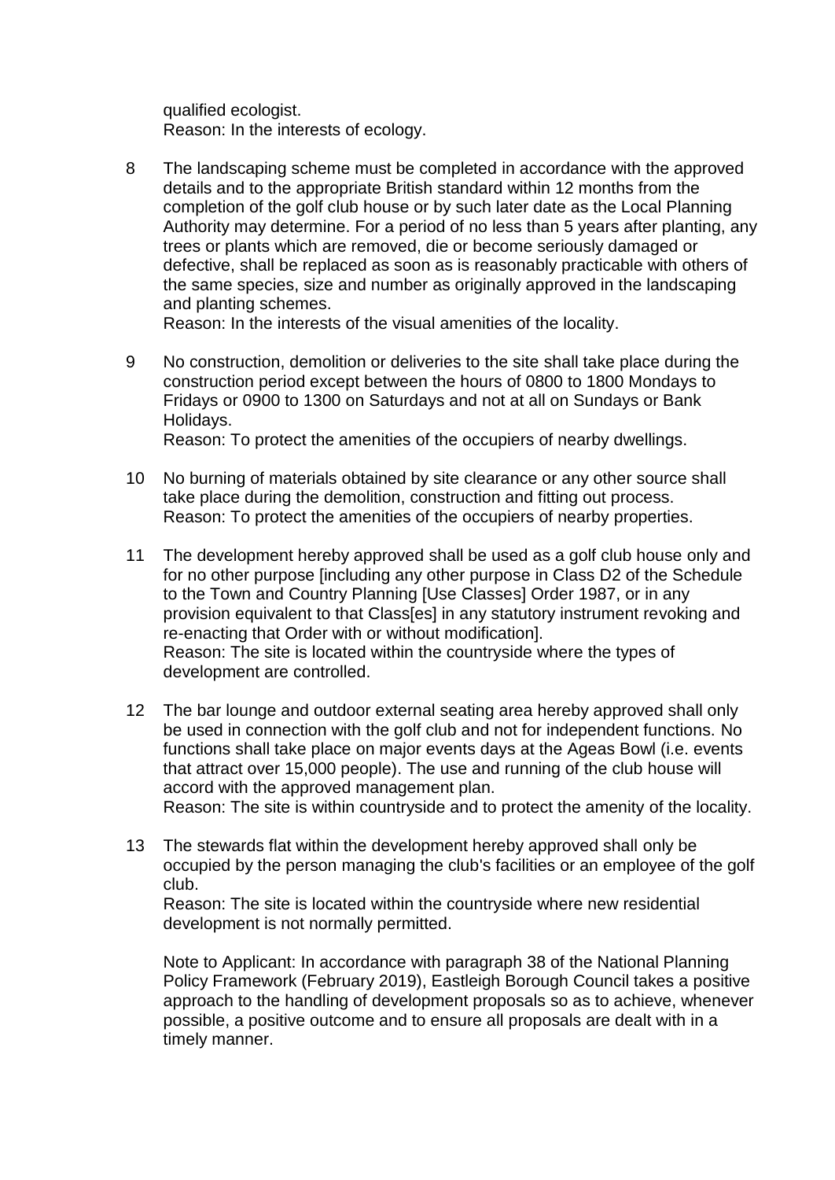qualified ecologist.
Reason: In the interests of ecology.

8 The landscaping scheme must be completed in accordance with the approved details and to the appropriate British standard within 12 months from the completion of the golf club house or by such later date as the Local Planning Authority may determine. For a period of no less than 5 years after planting, any trees or plants which are removed, die or become seriously damaged or defective, shall be replaced as soon as is reasonably practicable with others of the same species, size and number as originally approved in the landscaping and planting schemes.
Reason: In the interests of the visual amenities of the locality.

9 No construction, demolition or deliveries to the site shall take place during the construction period except between the hours of 0800 to 1800 Mondays to Fridays or 0900 to 1300 on Saturdays and not at all on Sundays or Bank Holidays.
Reason: To protect the amenities of the occupiers of nearby dwellings.

10 No burning of materials obtained by site clearance or any other source shall take place during the demolition, construction and fitting out process.
Reason: To protect the amenities of the occupiers of nearby properties.

11 The development hereby approved shall be used as a golf club house only and for no other purpose [including any other purpose in Class D2 of the Schedule to the Town and Country Planning [Use Classes] Order 1987, or in any provision equivalent to that Class[es] in any statutory instrument revoking and re-enacting that Order with or without modification].
Reason: The site is located within the countryside where the types of development are controlled.

12 The bar lounge and outdoor external seating area hereby approved shall only be used in connection with the golf club and not for independent functions. No functions shall take place on major events days at the Ageas Bowl (i.e. events that attract over 15,000 people). The use and running of the club house will accord with the approved management plan.
Reason: The site is within countryside and to protect the amenity of the locality.

13 The stewards flat within the development hereby approved shall only be occupied by the person managing the club's facilities or an employee of the golf club.
Reason: The site is located within the countryside where new residential development is not normally permitted.

Note to Applicant: In accordance with paragraph 38 of the National Planning Policy Framework (February 2019), Eastleigh Borough Council takes a positive approach to the handling of development proposals so as to achieve, whenever possible, a positive outcome and to ensure all proposals are dealt with in a timely manner.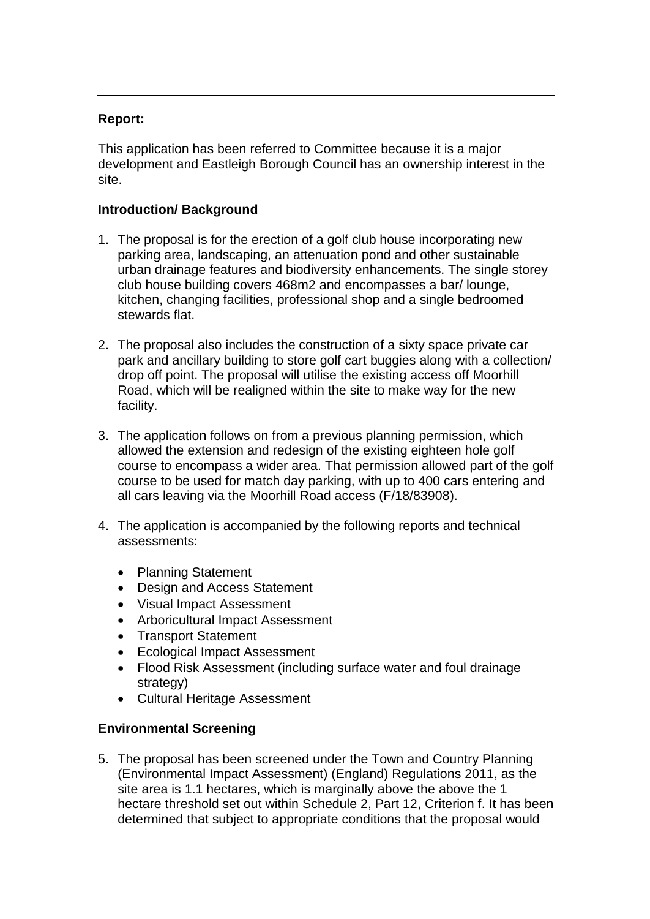**Report:**

This application has been referred to Committee because it is a major development and Eastleigh Borough Council has an ownership interest in the site.

**Introduction/ Background**

1. The proposal is for the erection of a golf club house incorporating new parking area, landscaping, an attenuation pond and other sustainable urban drainage features and biodiversity enhancements. The single storey club house building covers 468m2 and encompasses a bar/ lounge, kitchen, changing facilities, professional shop and a single bedroomed stewards flat.

2. The proposal also includes the construction of a sixty space private car park and ancillary building to store golf cart buggies along with a collection/ drop off point. The proposal will utilise the existing access off Moorhill Road, which will be realigned within the site to make way for the new facility.

3. The application follows on from a previous planning permission, which allowed the extension and redesign of the existing eighteen hole golf course to encompass a wider area. That permission allowed part of the golf course to be used for match day parking, with up to 400 cars entering and all cars leaving via the Moorhill Road access (F/18/83908).

4. The application is accompanied by the following reports and technical assessments:

    - Planning Statement
    - Design and Access Statement
    - Visual Impact Assessment
    - Arboricultural Impact Assessment
    - Transport Statement
    - Ecological Impact Assessment
    - Flood Risk Assessment (including surface water and foul drainage strategy)
    - Cultural Heritage Assessment

**Environmental Screening**

5. The proposal has been screened under the Town and Country Planning (Environmental Impact Assessment) (England) Regulations 2011, as the site area is 1.1 hectares, which is marginally above the above the 1 hectare threshold set out within Schedule 2, Part 12, Criterion f. It has been determined that subject to appropriate conditions that the proposal would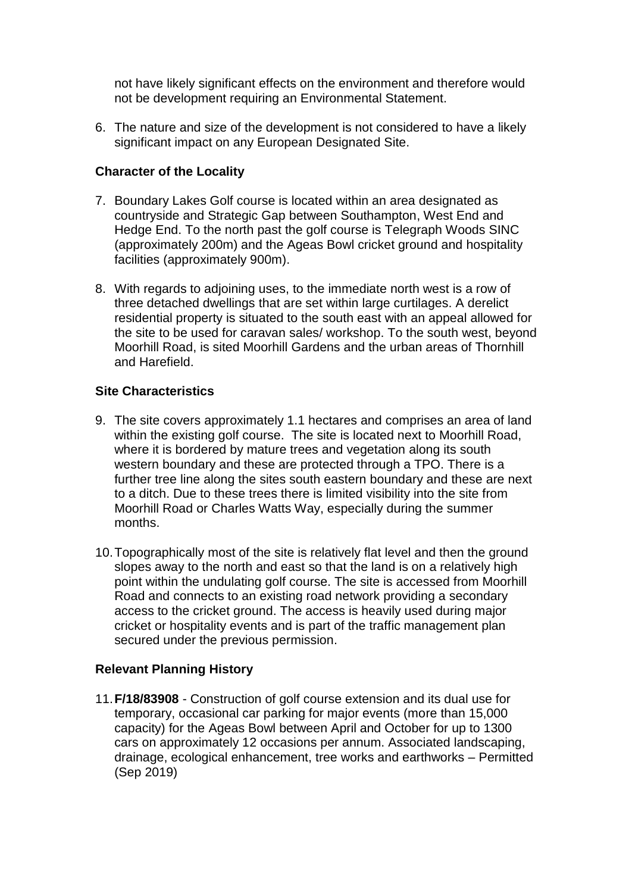not have likely significant effects on the environment and therefore would not be development requiring an Environmental Statement.

6. The nature and size of the development is not considered to have a likely significant impact on any European Designated Site.

### Character of the Locality

7. Boundary Lakes Golf course is located within an area designated as countryside and Strategic Gap between Southampton, West End and Hedge End. To the north past the golf course is Telegraph Woods SINC (approximately 200m) and the Ageas Bowl cricket ground and hospitality facilities (approximately 900m).

8. With regards to adjoining uses, to the immediate north west is a row of three detached dwellings that are set within large curtilages. A derelict residential property is situated to the south east with an appeal allowed for the site to be used for caravan sales/ workshop. To the south west, beyond Moorhill Road, is sited Moorhill Gardens and the urban areas of Thornhill and Harefield.

### Site Characteristics

9. The site covers approximately 1.1 hectares and comprises an area of land within the existing golf course. The site is located next to Moorhill Road, where it is bordered by mature trees and vegetation along its south western boundary and these are protected through a TPO. There is a further tree line along the sites south eastern boundary and these are next to a ditch. Due to these trees there is limited visibility into the site from Moorhill Road or Charles Watts Way, especially during the summer months.

10. Topographically most of the site is relatively flat level and then the ground slopes away to the north and east so that the land is on a relatively high point within the undulating golf course. The site is accessed from Moorhill Road and connects to an existing road network providing a secondary access to the cricket ground. The access is heavily used during major cricket or hospitality events and is part of the traffic management plan secured under the previous permission.

### Relevant Planning History

11. **F/18/83908** - Construction of golf course extension and its dual use for temporary, occasional car parking for major events (more than 15,000 capacity) for the Ageas Bowl between April and October for up to 1300 cars on approximately 12 occasions per annum. Associated landscaping, drainage, ecological enhancement, tree works and earthworks – Permitted (Sep 2019)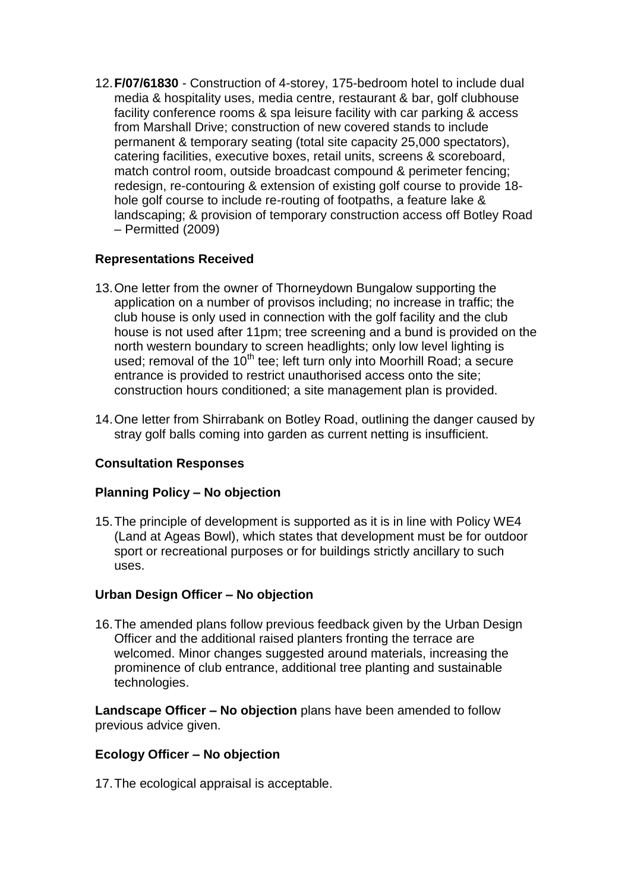12. **F/07/61830** - Construction of 4-storey, 175-bedroom hotel to include dual media & hospitality uses, media centre, restaurant & bar, golf clubhouse facility conference rooms & spa leisure facility with car parking & access from Marshall Drive; construction of new covered stands to include permanent & temporary seating (total site capacity 25,000 spectators), catering facilities, executive boxes, retail units, screens & scoreboard, match control room, outside broadcast compound & perimeter fencing; redesign, re-contouring & extension of existing golf course to provide 18-hole golf course to include re-routing of footpaths, a feature lake & landscaping; & provision of temporary construction access off Botley Road – Permitted (2009)

**Representations Received**

13. One letter from the owner of Thorneydown Bungalow supporting the application on a number of provisos including; no increase in traffic; the club house is only used in connection with the golf facility and the club house is not used after 11pm; tree screening and a bund is provided on the north western boundary to screen headlights; only low level lighting is used; removal of the 10th tee; left turn only into Moorhill Road; a secure entrance is provided to restrict unauthorised access onto the site; construction hours conditioned; a site management plan is provided.

14. One letter from Shirrabank on Botley Road, outlining the danger caused by stray golf balls coming into garden as current netting is insufficient.

**Consultation Responses**

**Planning Policy – No objection**

15. The principle of development is supported as it is in line with Policy WE4 (Land at Ageas Bowl), which states that development must be for outdoor sport or recreational purposes or for buildings strictly ancillary to such uses.

**Urban Design Officer – No objection**

16. The amended plans follow previous feedback given by the Urban Design Officer and the additional raised planters fronting the terrace are welcomed. Minor changes suggested around materials, increasing the prominence of club entrance, additional tree planting and sustainable technologies.

**Landscape Officer – No objection** plans have been amended to follow previous advice given.

**Ecology Officer – No objection**

17. The ecological appraisal is acceptable.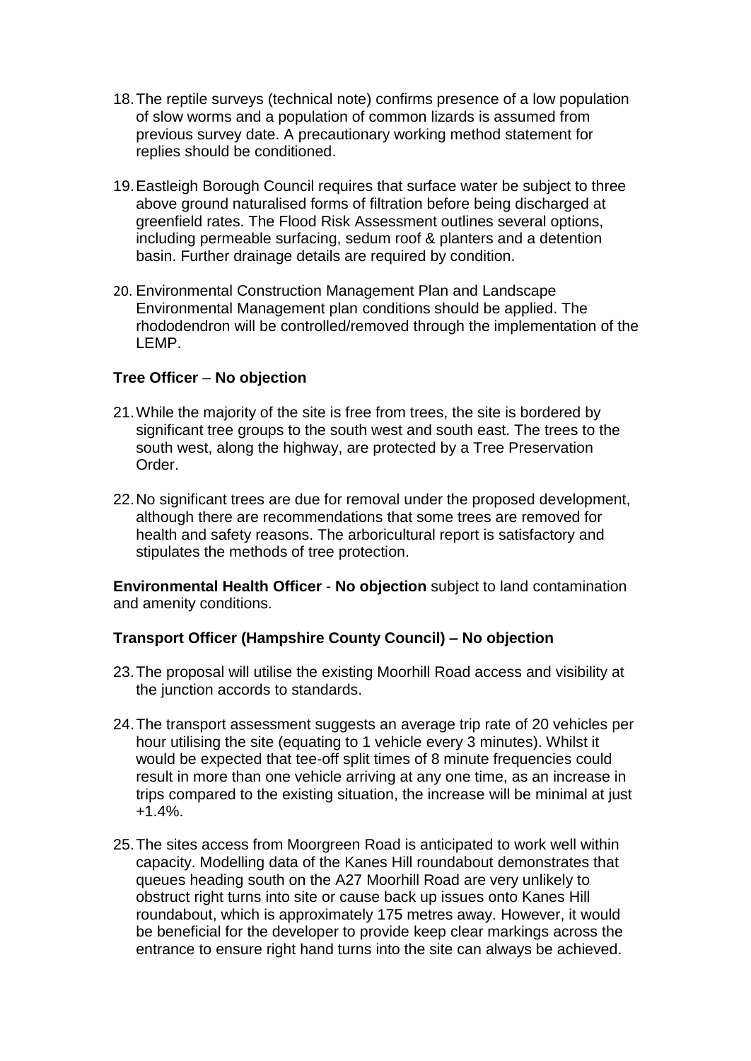18. The reptile surveys (technical note) confirms presence of a low population of slow worms and a population of common lizards is assumed from previous survey date. A precautionary working method statement for replies should be conditioned.

19. Eastleigh Borough Council requires that surface water be subject to three above ground naturalised forms of filtration before being discharged at greenfield rates. The Flood Risk Assessment outlines several options, including permeable surfacing, sedum roof & planters and a detention basin. Further drainage details are required by condition.

20. Environmental Construction Management Plan and Landscape Environmental Management plan conditions should be applied. The rhododendron will be controlled/removed through the implementation of the LEMP.

**Tree Officer** – **No objection**

21. While the majority of the site is free from trees, the site is bordered by significant tree groups to the south west and south east. The trees to the south west, along the highway, are protected by a Tree Preservation Order.

22. No significant trees are due for removal under the proposed development, although there are recommendations that some trees are removed for health and safety reasons. The arboricultural report is satisfactory and stipulates the methods of tree protection.

**Environmental Health Officer** - **No objection** subject to land contamination and amenity conditions.

**Transport Officer (Hampshire County Council) – No objection**

23. The proposal will utilise the existing Moorhill Road access and visibility at the junction accords to standards.

24. The transport assessment suggests an average trip rate of 20 vehicles per hour utilising the site (equating to 1 vehicle every 3 minutes). Whilst it would be expected that tee-off split times of 8 minute frequencies could result in more than one vehicle arriving at any one time, as an increase in trips compared to the existing situation, the increase will be minimal at just +1.4%.

25. The sites access from Moorgreen Road is anticipated to work well within capacity. Modelling data of the Kanes Hill roundabout demonstrates that queues heading south on the A27 Moorhill Road are very unlikely to obstruct right turns into site or cause back up issues onto Kanes Hill roundabout, which is approximately 175 metres away. However, it would be beneficial for the developer to provide keep clear markings across the entrance to ensure right hand turns into the site can always be achieved.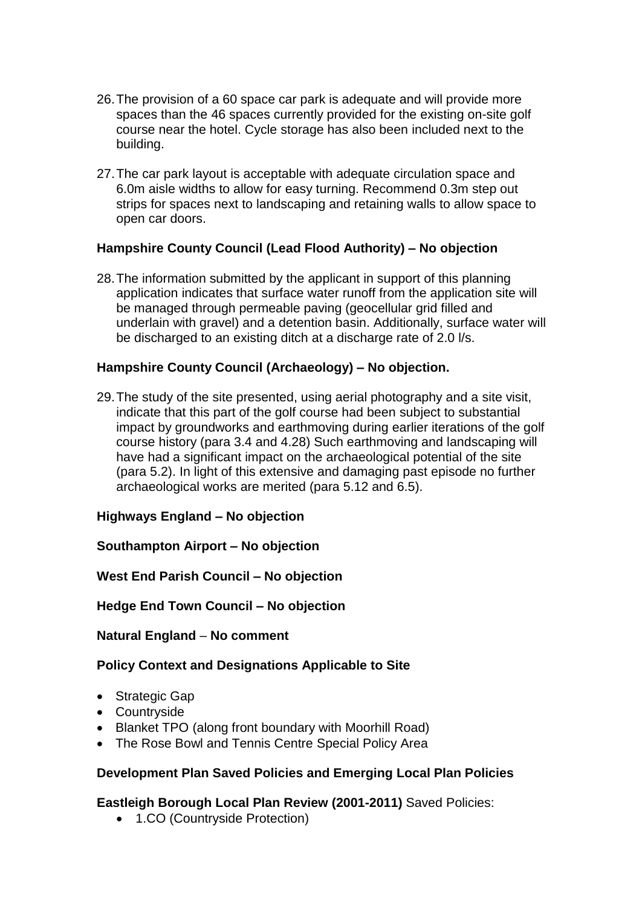26. The provision of a 60 space car park is adequate and will provide more spaces than the 46 spaces currently provided for the existing on-site golf course near the hotel. Cycle storage has also been included next to the building.

27. The car park layout is acceptable with adequate circulation space and 6.0m aisle widths to allow for easy turning. Recommend 0.3m step out strips for spaces next to landscaping and retaining walls to allow space to open car doors.

**Hampshire County Council (Lead Flood Authority) – No objection**

28. The information submitted by the applicant in support of this planning application indicates that surface water runoff from the application site will be managed through permeable paving (geocellular grid filled and underlain with gravel) and a detention basin. Additionally, surface water will be discharged to an existing ditch at a discharge rate of 2.0 l/s.

**Hampshire County Council (Archaeology) – No objection.**

29. The study of the site presented, using aerial photography and a site visit, indicate that this part of the golf course had been subject to substantial impact by groundworks and earthmoving during earlier iterations of the golf course history (para 3.4 and 4.28) Such earthmoving and landscaping will have had a significant impact on the archaeological potential of the site (para 5.2). In light of this extensive and damaging past episode no further archaeological works are merited (para 5.12 and 6.5).

**Highways England – No objection**

**Southampton Airport – No objection**

**West End Parish Council – No objection**

**Hedge End Town Council – No objection**

**Natural England** – **No comment**

**Policy Context and Designations Applicable to Site**

- Strategic Gap
- Countryside
- Blanket TPO (along front boundary with Moorhill Road)
- The Rose Bowl and Tennis Centre Special Policy Area

**Development Plan Saved Policies and Emerging Local Plan Policies**

**Eastleigh Borough Local Plan Review (2001-2011)** Saved Policies:

- 1.CO (Countryside Protection)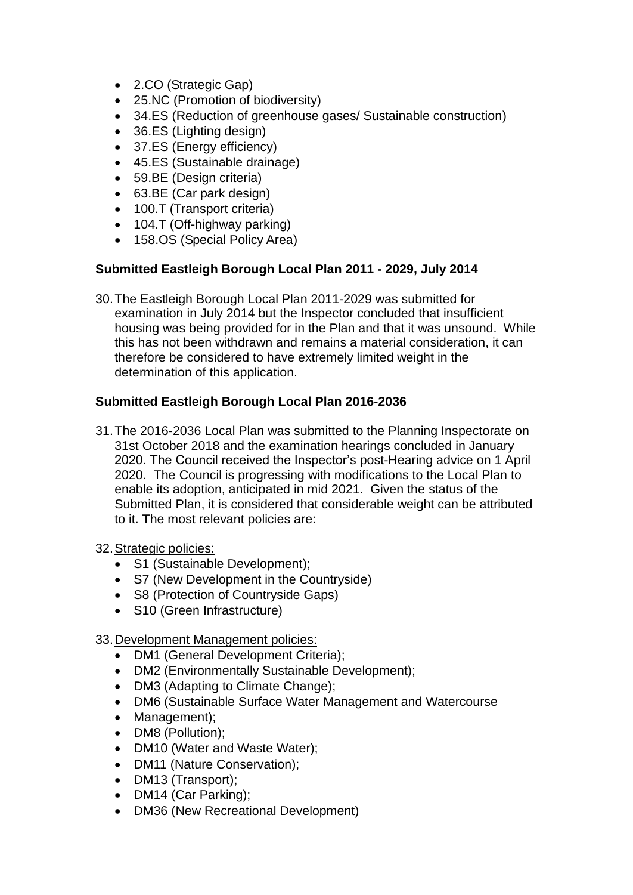- 2.CO (Strategic Gap)
- 25.NC (Promotion of biodiversity)
- 34.ES (Reduction of greenhouse gases/ Sustainable construction)
- 36.ES (Lighting design)
- 37.ES (Energy efficiency)
- 45.ES (Sustainable drainage)
- 59.BE (Design criteria)
- 63.BE (Car park design)
- 100.T (Transport criteria)
- 104.T (Off-highway parking)
- 158.OS (Special Policy Area)

**Submitted Eastleigh Borough Local Plan 2011 - 2029, July 2014**

30. The Eastleigh Borough Local Plan 2011-2029 was submitted for examination in July 2014 but the Inspector concluded that insufficient housing was being provided for in the Plan and that it was unsound. While this has not been withdrawn and remains a material consideration, it can therefore be considered to have extremely limited weight in the determination of this application.

**Submitted Eastleigh Borough Local Plan 2016-2036**

31. The 2016-2036 Local Plan was submitted to the Planning Inspectorate on 31st October 2018 and the examination hearings concluded in January 2020. The Council received the Inspector's post-Hearing advice on 1 April 2020. The Council is progressing with modifications to the Local Plan to enable its adoption, anticipated in mid 2021. Given the status of the Submitted Plan, it is considered that considerable weight can be attributed to it. The most relevant policies are:

32. Strategic policies:
    - S1 (Sustainable Development);
    - S7 (New Development in the Countryside)
    - S8 (Protection of Countryside Gaps)
    - S10 (Green Infrastructure)

33. Development Management policies:
    - DM1 (General Development Criteria);
    - DM2 (Environmentally Sustainable Development);
    - DM3 (Adapting to Climate Change);
    - DM6 (Sustainable Surface Water Management and Watercourse
    - Management);
    - DM8 (Pollution);
    - DM10 (Water and Waste Water);
    - DM11 (Nature Conservation);
    - DM13 (Transport);
    - DM14 (Car Parking);
    - DM36 (New Recreational Development)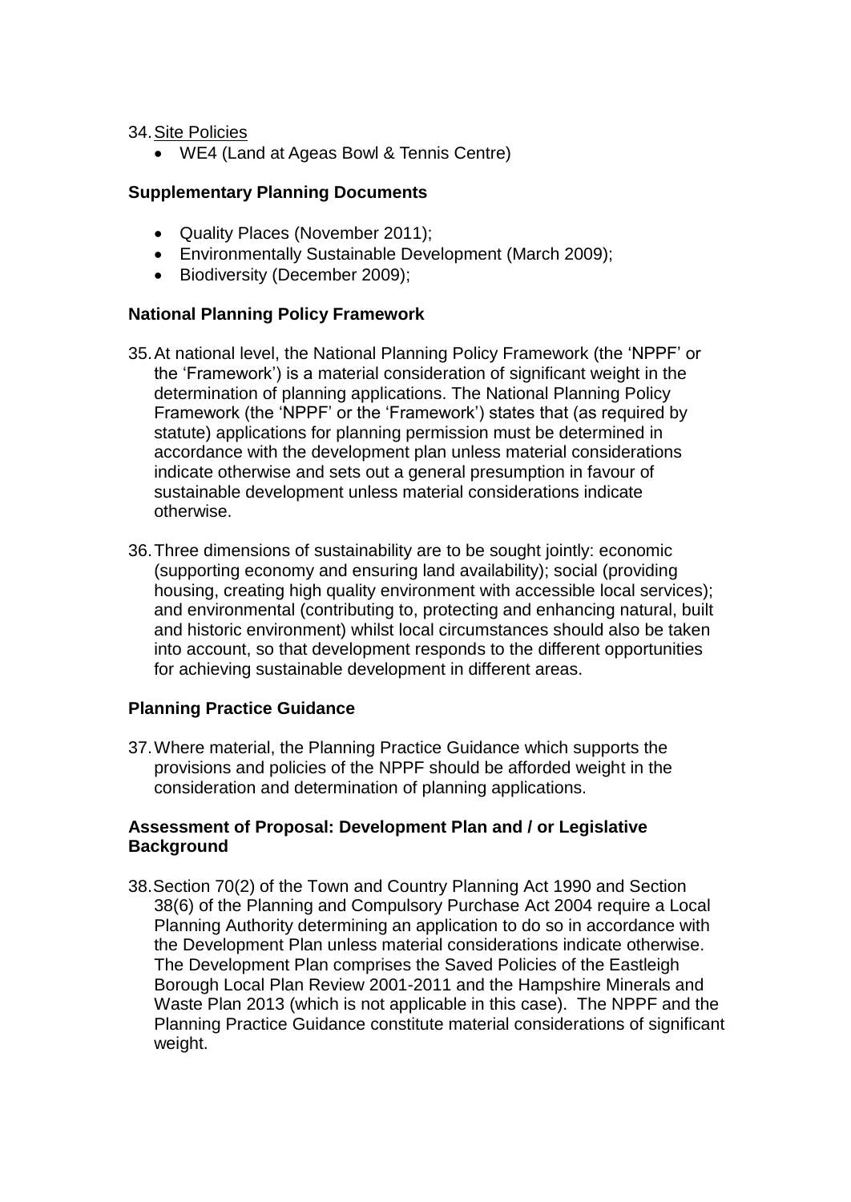34. Site Policies

- WE4 (Land at Ageas Bowl & Tennis Centre)

**Supplementary Planning Documents**

- Quality Places (November 2011);
- Environmentally Sustainable Development (March 2009);
- Biodiversity (December 2009);

**National Planning Policy Framework**

35. At national level, the National Planning Policy Framework (the 'NPPF' or the 'Framework') is a material consideration of significant weight in the determination of planning applications. The National Planning Policy Framework (the 'NPPF' or the 'Framework') states that (as required by statute) applications for planning permission must be determined in accordance with the development plan unless material considerations indicate otherwise and sets out a general presumption in favour of sustainable development unless material considerations indicate otherwise.

36. Three dimensions of sustainability are to be sought jointly: economic (supporting economy and ensuring land availability); social (providing housing, creating high quality environment with accessible local services); and environmental (contributing to, protecting and enhancing natural, built and historic environment) whilst local circumstances should also be taken into account, so that development responds to the different opportunities for achieving sustainable development in different areas.

**Planning Practice Guidance**

37. Where material, the Planning Practice Guidance which supports the provisions and policies of the NPPF should be afforded weight in the consideration and determination of planning applications.

**Assessment of Proposal: Development Plan and / or Legislative Background**

38. Section 70(2) of the Town and Country Planning Act 1990 and Section 38(6) of the Planning and Compulsory Purchase Act 2004 require a Local Planning Authority determining an application to do so in accordance with the Development Plan unless material considerations indicate otherwise. The Development Plan comprises the Saved Policies of the Eastleigh Borough Local Plan Review 2001-2011 and the Hampshire Minerals and Waste Plan 2013 (which is not applicable in this case). The NPPF and the Planning Practice Guidance constitute material considerations of significant weight.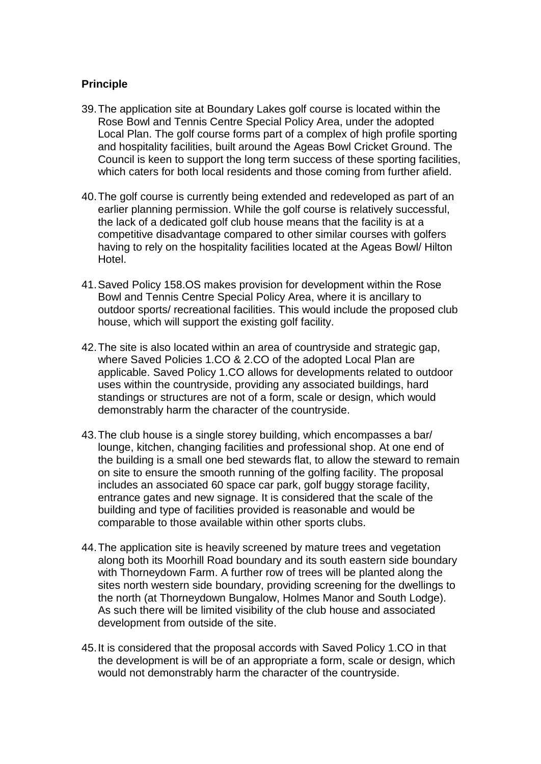**Principle**

39. The application site at Boundary Lakes golf course is located within the Rose Bowl and Tennis Centre Special Policy Area, under the adopted Local Plan. The golf course forms part of a complex of high profile sporting and hospitality facilities, built around the Ageas Bowl Cricket Ground. The Council is keen to support the long term success of these sporting facilities, which caters for both local residents and those coming from further afield.

40. The golf course is currently being extended and redeveloped as part of an earlier planning permission. While the golf course is relatively successful, the lack of a dedicated golf club house means that the facility is at a competitive disadvantage compared to other similar courses with golfers having to rely on the hospitality facilities located at the Ageas Bowl/ Hilton Hotel.

41. Saved Policy 158.OS makes provision for development within the Rose Bowl and Tennis Centre Special Policy Area, where it is ancillary to outdoor sports/ recreational facilities. This would include the proposed club house, which will support the existing golf facility.

42. The site is also located within an area of countryside and strategic gap, where Saved Policies 1.CO & 2.CO of the adopted Local Plan are applicable. Saved Policy 1.CO allows for developments related to outdoor uses within the countryside, providing any associated buildings, hard standings or structures are not of a form, scale or design, which would demonstrably harm the character of the countryside.

43. The club house is a single storey building, which encompasses a bar/ lounge, kitchen, changing facilities and professional shop. At one end of the building is a small one bed stewards flat, to allow the steward to remain on site to ensure the smooth running of the golfing facility. The proposal includes an associated 60 space car park, golf buggy storage facility, entrance gates and new signage. It is considered that the scale of the building and type of facilities provided is reasonable and would be comparable to those available within other sports clubs.

44. The application site is heavily screened by mature trees and vegetation along both its Moorhill Road boundary and its south eastern side boundary with Thorneydown Farm. A further row of trees will be planted along the sites north western side boundary, providing screening for the dwellings to the north (at Thorneydown Bungalow, Holmes Manor and South Lodge). As such there will be limited visibility of the club house and associated development from outside of the site.

45. It is considered that the proposal accords with Saved Policy 1.CO in that the development is will be of an appropriate a form, scale or design, which would not demonstrably harm the character of the countryside.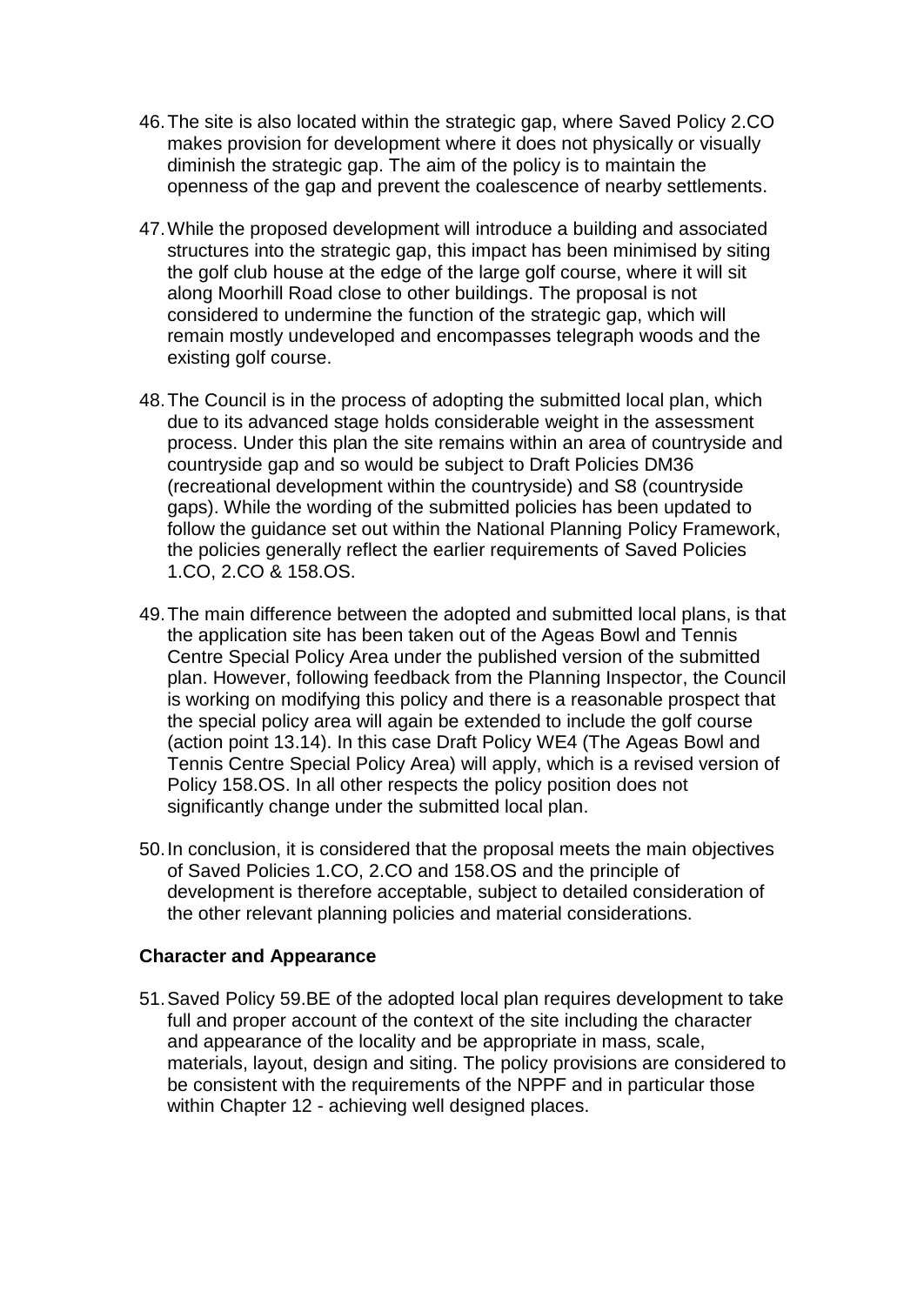46. The site is also located within the strategic gap, where Saved Policy 2.CO makes provision for development where it does not physically or visually diminish the strategic gap. The aim of the policy is to maintain the openness of the gap and prevent the coalescence of nearby settlements.

47. While the proposed development will introduce a building and associated structures into the strategic gap, this impact has been minimised by siting the golf club house at the edge of the large golf course, where it will sit along Moorhill Road close to other buildings. The proposal is not considered to undermine the function of the strategic gap, which will remain mostly undeveloped and encompasses telegraph woods and the existing golf course.

48. The Council is in the process of adopting the submitted local plan, which due to its advanced stage holds considerable weight in the assessment process. Under this plan the site remains within an area of countryside and countryside gap and so would be subject to Draft Policies DM36 (recreational development within the countryside) and S8 (countryside gaps). While the wording of the submitted policies has been updated to follow the guidance set out within the National Planning Policy Framework, the policies generally reflect the earlier requirements of Saved Policies 1.CO, 2.CO & 158.OS.

49. The main difference between the adopted and submitted local plans, is that the application site has been taken out of the Ageas Bowl and Tennis Centre Special Policy Area under the published version of the submitted plan. However, following feedback from the Planning Inspector, the Council is working on modifying this policy and there is a reasonable prospect that the special policy area will again be extended to include the golf course (action point 13.14). In this case Draft Policy WE4 (The Ageas Bowl and Tennis Centre Special Policy Area) will apply, which is a revised version of Policy 158.OS. In all other respects the policy position does not significantly change under the submitted local plan.

50. In conclusion, it is considered that the proposal meets the main objectives of Saved Policies 1.CO, 2.CO and 158.OS and the principle of development is therefore acceptable, subject to detailed consideration of the other relevant planning policies and material considerations.

**Character and Appearance**

51. Saved Policy 59.BE of the adopted local plan requires development to take full and proper account of the context of the site including the character and appearance of the locality and be appropriate in mass, scale, materials, layout, design and siting. The policy provisions are considered to be consistent with the requirements of the NPPF and in particular those within Chapter 12 - achieving well designed places.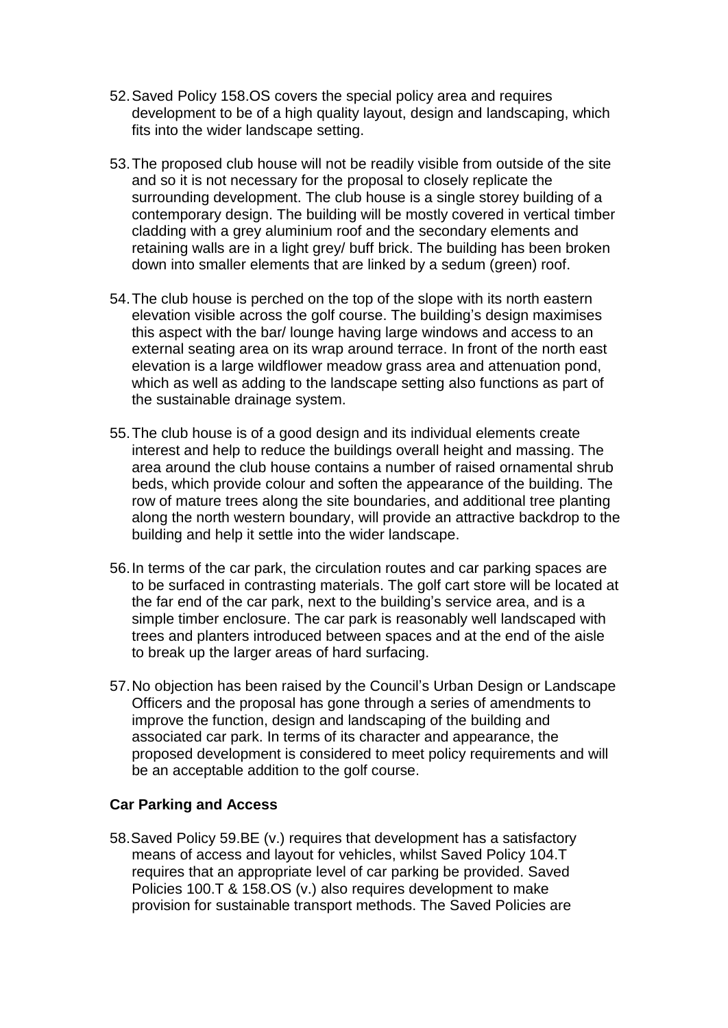52. Saved Policy 158.OS covers the special policy area and requires development to be of a high quality layout, design and landscaping, which fits into the wider landscape setting.

53. The proposed club house will not be readily visible from outside of the site and so it is not necessary for the proposal to closely replicate the surrounding development. The club house is a single storey building of a contemporary design. The building will be mostly covered in vertical timber cladding with a grey aluminium roof and the secondary elements and retaining walls are in a light grey/ buff brick. The building has been broken down into smaller elements that are linked by a sedum (green) roof.

54. The club house is perched on the top of the slope with its north eastern elevation visible across the golf course. The building's design maximises this aspect with the bar/ lounge having large windows and access to an external seating area on its wrap around terrace. In front of the north east elevation is a large wildflower meadow grass area and attenuation pond, which as well as adding to the landscape setting also functions as part of the sustainable drainage system.

55. The club house is of a good design and its individual elements create interest and help to reduce the buildings overall height and massing. The area around the club house contains a number of raised ornamental shrub beds, which provide colour and soften the appearance of the building. The row of mature trees along the site boundaries, and additional tree planting along the north western boundary, will provide an attractive backdrop to the building and help it settle into the wider landscape.

56. In terms of the car park, the circulation routes and car parking spaces are to be surfaced in contrasting materials. The golf cart store will be located at the far end of the car park, next to the building's service area, and is a simple timber enclosure. The car park is reasonably well landscaped with trees and planters introduced between spaces and at the end of the aisle to break up the larger areas of hard surfacing.

57. No objection has been raised by the Council's Urban Design or Landscape Officers and the proposal has gone through a series of amendments to improve the function, design and landscaping of the building and associated car park. In terms of its character and appearance, the proposed development is considered to meet policy requirements and will be an acceptable addition to the golf course.

**Car Parking and Access**

58. Saved Policy 59.BE (v.) requires that development has a satisfactory means of access and layout for vehicles, whilst Saved Policy 104.T requires that an appropriate level of car parking be provided. Saved Policies 100.T & 158.OS (v.) also requires development to make provision for sustainable transport methods. The Saved Policies are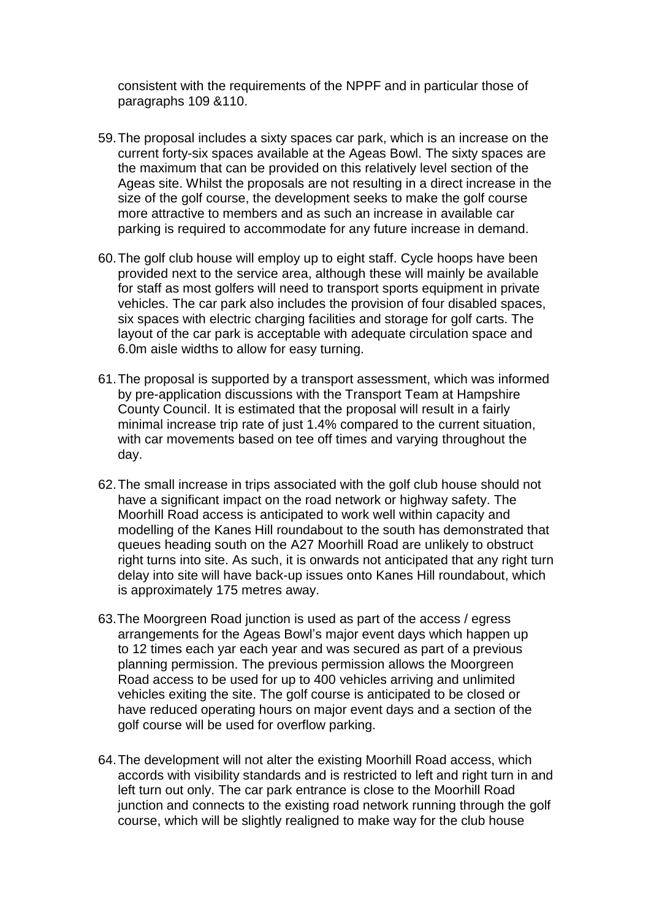consistent with the requirements of the NPPF and in particular those of paragraphs 109 &110.

59. The proposal includes a sixty spaces car park, which is an increase on the current forty-six spaces available at the Ageas Bowl. The sixty spaces are the maximum that can be provided on this relatively level section of the Ageas site. Whilst the proposals are not resulting in a direct increase in the size of the golf course, the development seeks to make the golf course more attractive to members and as such an increase in available car parking is required to accommodate for any future increase in demand.

60. The golf club house will employ up to eight staff. Cycle hoops have been provided next to the service area, although these will mainly be available for staff as most golfers will need to transport sports equipment in private vehicles. The car park also includes the provision of four disabled spaces, six spaces with electric charging facilities and storage for golf carts. The layout of the car park is acceptable with adequate circulation space and 6.0m aisle widths to allow for easy turning.

61. The proposal is supported by a transport assessment, which was informed by pre-application discussions with the Transport Team at Hampshire County Council. It is estimated that the proposal will result in a fairly minimal increase trip rate of just 1.4% compared to the current situation, with car movements based on tee off times and varying throughout the day.

62. The small increase in trips associated with the golf club house should not have a significant impact on the road network or highway safety. The Moorhill Road access is anticipated to work well within capacity and modelling of the Kanes Hill roundabout to the south has demonstrated that queues heading south on the A27 Moorhill Road are unlikely to obstruct right turns into site. As such, it is onwards not anticipated that any right turn delay into site will have back-up issues onto Kanes Hill roundabout, which is approximately 175 metres away.

63. The Moorgreen Road junction is used as part of the access / egress arrangements for the Ageas Bowl's major event days which happen up to 12 times each yar each year and was secured as part of a previous planning permission. The previous permission allows the Moorgreen Road access to be used for up to 400 vehicles arriving and unlimited vehicles exiting the site. The golf course is anticipated to be closed or have reduced operating hours on major event days and a section of the golf course will be used for overflow parking.

64. The development will not alter the existing Moorhill Road access, which accords with visibility standards and is restricted to left and right turn in and left turn out only. The car park entrance is close to the Moorhill Road junction and connects to the existing road network running through the golf course, which will be slightly realigned to make way for the club house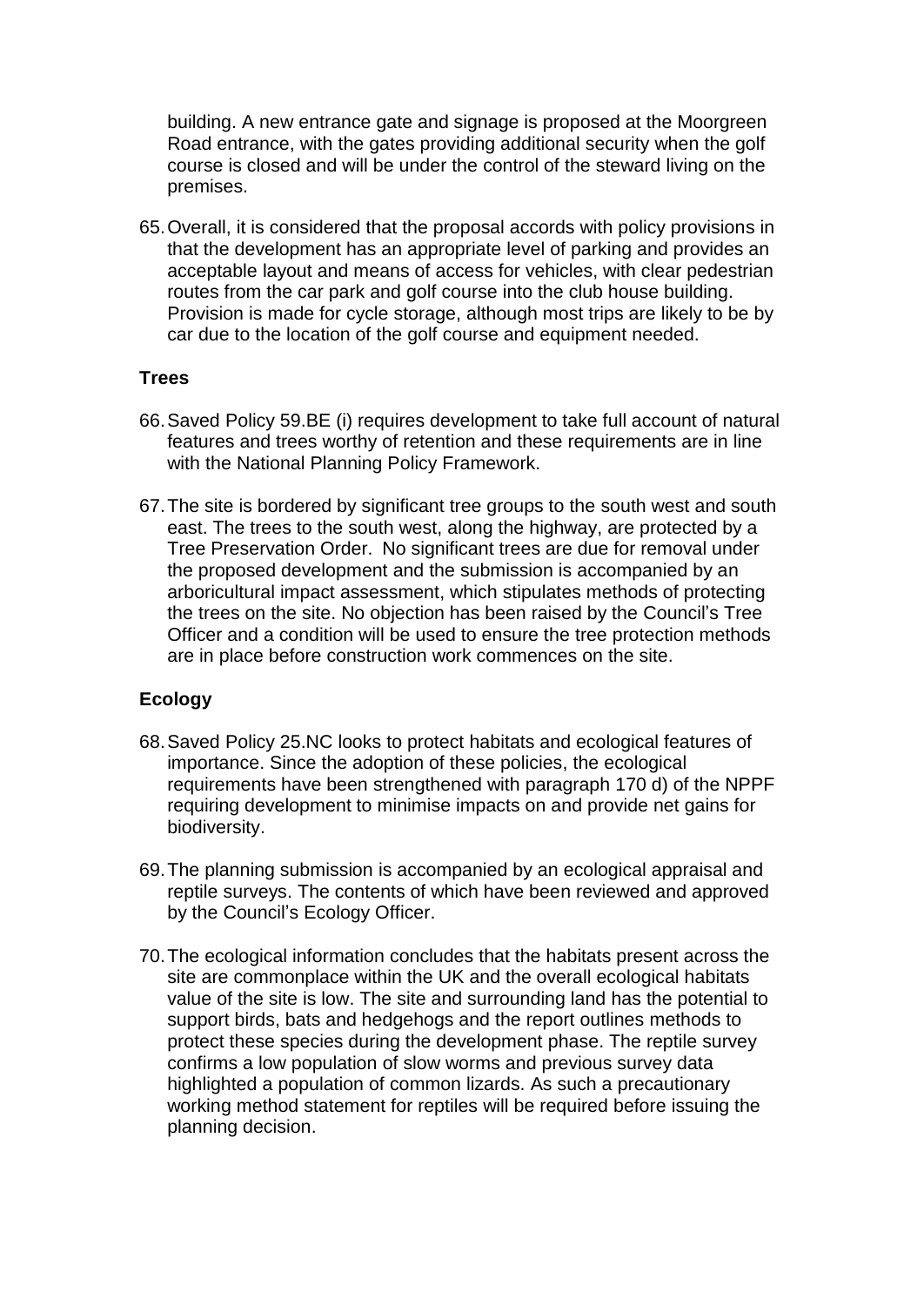building. A new entrance gate and signage is proposed at the Moorgreen Road entrance, with the gates providing additional security when the golf course is closed and will be under the control of the steward living on the premises.

65. Overall, it is considered that the proposal accords with policy provisions in that the development has an appropriate level of parking and provides an acceptable layout and means of access for vehicles, with clear pedestrian routes from the car park and golf course into the club house building. Provision is made for cycle storage, although most trips are likely to be by car due to the location of the golf course and equipment needed.

**Trees**

66. Saved Policy 59.BE (i) requires development to take full account of natural features and trees worthy of retention and these requirements are in line with the National Planning Policy Framework.

67. The site is bordered by significant tree groups to the south west and south east. The trees to the south west, along the highway, are protected by a Tree Preservation Order. No significant trees are due for removal under the proposed development and the submission is accompanied by an arboricultural impact assessment, which stipulates methods of protecting the trees on the site. No objection has been raised by the Council's Tree Officer and a condition will be used to ensure the tree protection methods are in place before construction work commences on the site.

**Ecology**

68. Saved Policy 25.NC looks to protect habitats and ecological features of importance. Since the adoption of these policies, the ecological requirements have been strengthened with paragraph 170 d) of the NPPF requiring development to minimise impacts on and provide net gains for biodiversity.

69. The planning submission is accompanied by an ecological appraisal and reptile surveys. The contents of which have been reviewed and approved by the Council's Ecology Officer.

70. The ecological information concludes that the habitats present across the site are commonplace within the UK and the overall ecological habitats value of the site is low. The site and surrounding land has the potential to support birds, bats and hedgehogs and the report outlines methods to protect these species during the development phase. The reptile survey confirms a low population of slow worms and previous survey data highlighted a population of common lizards. As such a precautionary working method statement for reptiles will be required before issuing the planning decision.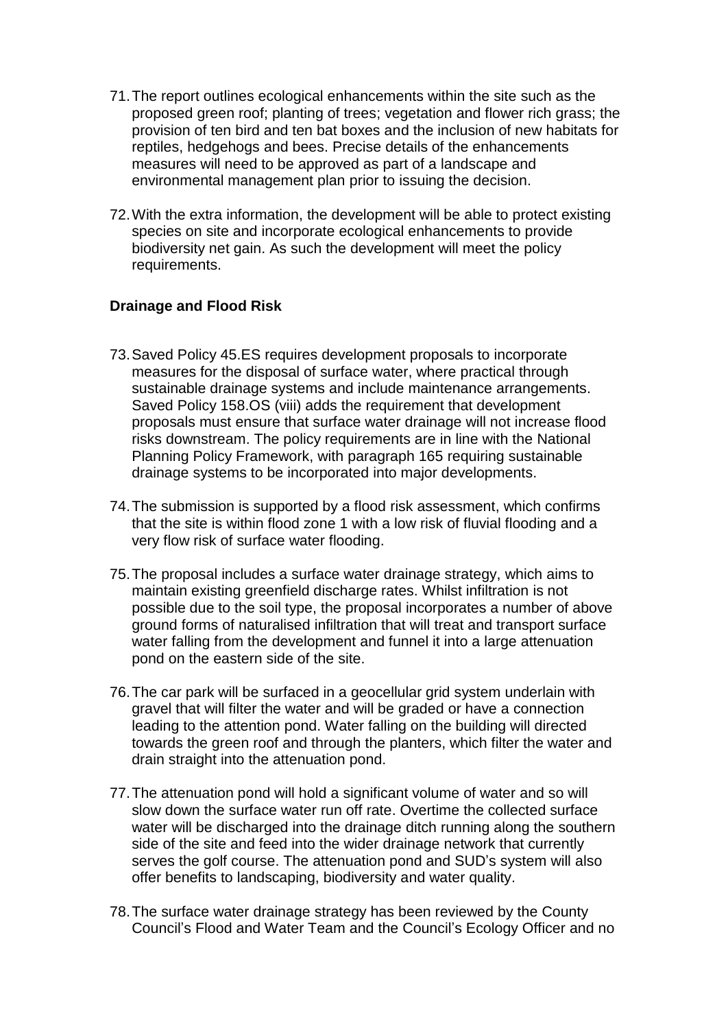71. The report outlines ecological enhancements within the site such as the proposed green roof; planting of trees; vegetation and flower rich grass; the provision of ten bird and ten bat boxes and the inclusion of new habitats for reptiles, hedgehogs and bees. Precise details of the enhancements measures will need to be approved as part of a landscape and environmental management plan prior to issuing the decision.

72. With the extra information, the development will be able to protect existing species on site and incorporate ecological enhancements to provide biodiversity net gain. As such the development will meet the policy requirements.

**Drainage and Flood Risk**

73. Saved Policy 45.ES requires development proposals to incorporate measures for the disposal of surface water, where practical through sustainable drainage systems and include maintenance arrangements. Saved Policy 158.OS (viii) adds the requirement that development proposals must ensure that surface water drainage will not increase flood risks downstream. The policy requirements are in line with the National Planning Policy Framework, with paragraph 165 requiring sustainable drainage systems to be incorporated into major developments.

74. The submission is supported by a flood risk assessment, which confirms that the site is within flood zone 1 with a low risk of fluvial flooding and a very flow risk of surface water flooding.

75. The proposal includes a surface water drainage strategy, which aims to maintain existing greenfield discharge rates. Whilst infiltration is not possible due to the soil type, the proposal incorporates a number of above ground forms of naturalised infiltration that will treat and transport surface water falling from the development and funnel it into a large attenuation pond on the eastern side of the site.

76. The car park will be surfaced in a geocellular grid system underlain with gravel that will filter the water and will be graded or have a connection leading to the attention pond. Water falling on the building will directed towards the green roof and through the planters, which filter the water and drain straight into the attenuation pond.

77. The attenuation pond will hold a significant volume of water and so will slow down the surface water run off rate. Overtime the collected surface water will be discharged into the drainage ditch running along the southern side of the site and feed into the wider drainage network that currently serves the golf course. The attenuation pond and SUD's system will also offer benefits to landscaping, biodiversity and water quality.

78. The surface water drainage strategy has been reviewed by the County Council's Flood and Water Team and the Council's Ecology Officer and no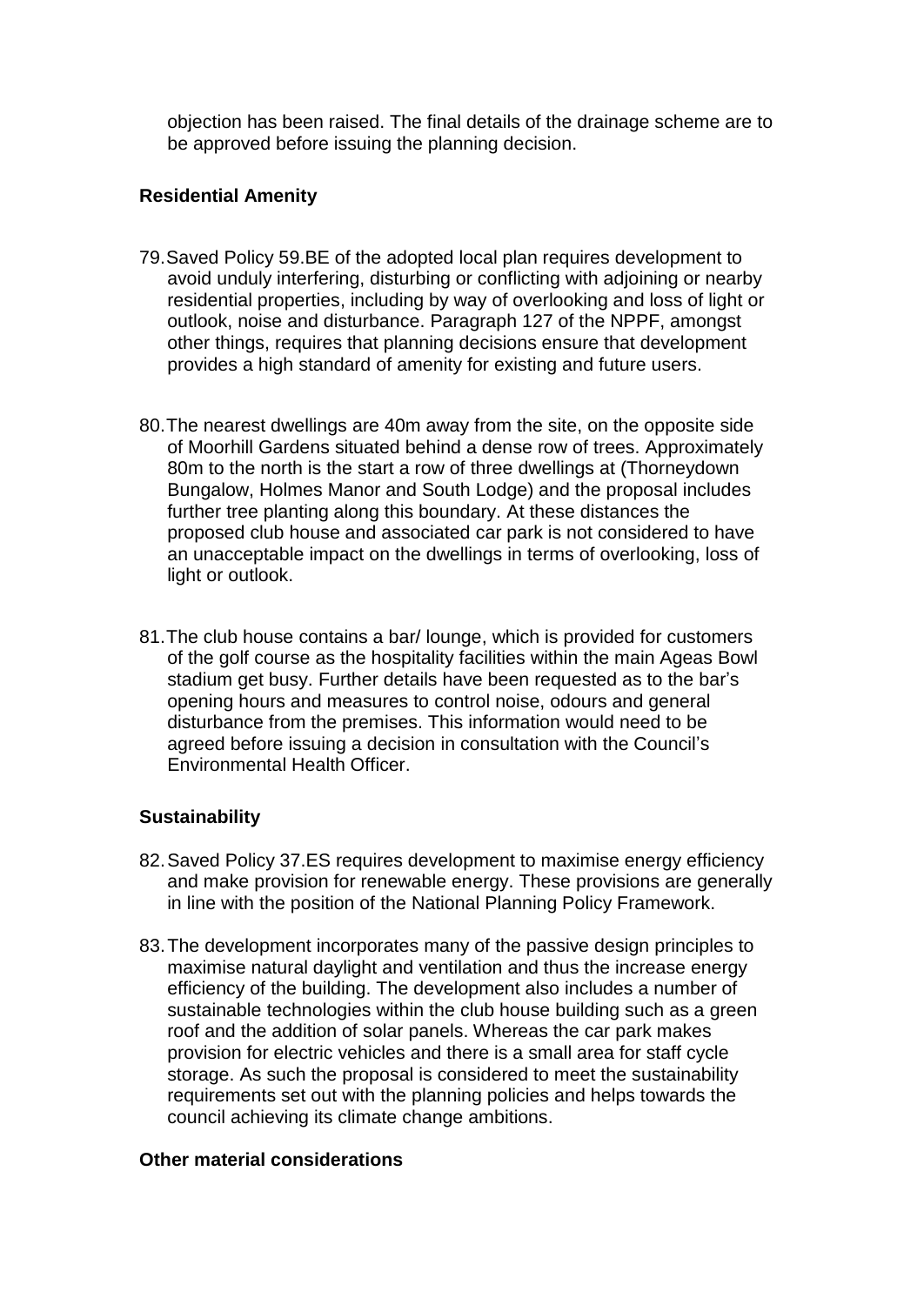objection has been raised. The final details of the drainage scheme are to be approved before issuing the planning decision.

### Residential Amenity

79. Saved Policy 59.BE of the adopted local plan requires development to avoid unduly interfering, disturbing or conflicting with adjoining or nearby residential properties, including by way of overlooking and loss of light or outlook, noise and disturbance. Paragraph 127 of the NPPF, amongst other things, requires that planning decisions ensure that development provides a high standard of amenity for existing and future users.

80. The nearest dwellings are 40m away from the site, on the opposite side of Moorhill Gardens situated behind a dense row of trees. Approximately 80m to the north is the start a row of three dwellings at (Thorneydown Bungalow, Holmes Manor and South Lodge) and the proposal includes further tree planting along this boundary. At these distances the proposed club house and associated car park is not considered to have an unacceptable impact on the dwellings in terms of overlooking, loss of light or outlook.

81. The club house contains a bar/ lounge, which is provided for customers of the golf course as the hospitality facilities within the main Ageas Bowl stadium get busy. Further details have been requested as to the bar's opening hours and measures to control noise, odours and general disturbance from the premises. This information would need to be agreed before issuing a decision in consultation with the Council's Environmental Health Officer.

### Sustainability

82. Saved Policy 37.ES requires development to maximise energy efficiency and make provision for renewable energy. These provisions are generally in line with the position of the National Planning Policy Framework.

83. The development incorporates many of the passive design principles to maximise natural daylight and ventilation and thus the increase energy efficiency of the building. The development also includes a number of sustainable technologies within the club house building such as a green roof and the addition of solar panels. Whereas the car park makes provision for electric vehicles and there is a small area for staff cycle storage. As such the proposal is considered to meet the sustainability requirements set out with the planning policies and helps towards the council achieving its climate change ambitions.

### Other material considerations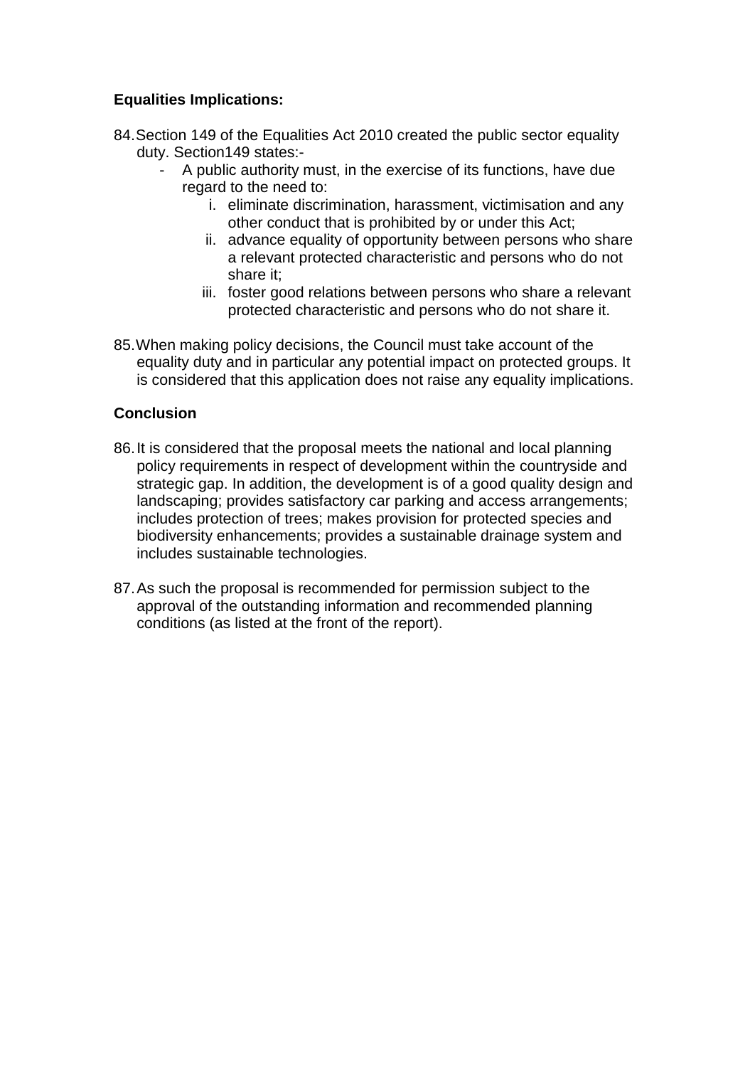**Equalities Implications:**

84. Section 149 of the Equalities Act 2010 created the public sector equality duty. Section149 states:-
    - A public authority must, in the exercise of its functions, have due regard to the need to:
        i. eliminate discrimination, harassment, victimisation and any other conduct that is prohibited by or under this Act;
        ii. advance equality of opportunity between persons who share a relevant protected characteristic and persons who do not share it;
        iii. foster good relations between persons who share a relevant protected characteristic and persons who do not share it.

85. When making policy decisions, the Council must take account of the equality duty and in particular any potential impact on protected groups. It is considered that this application does not raise any equality implications.

**Conclusion**

86. It is considered that the proposal meets the national and local planning policy requirements in respect of development within the countryside and strategic gap. In addition, the development is of a good quality design and landscaping; provides satisfactory car parking and access arrangements; includes protection of trees; makes provision for protected species and biodiversity enhancements; provides a sustainable drainage system and includes sustainable technologies.

87. As such the proposal is recommended for permission subject to the approval of the outstanding information and recommended planning conditions (as listed at the front of the report).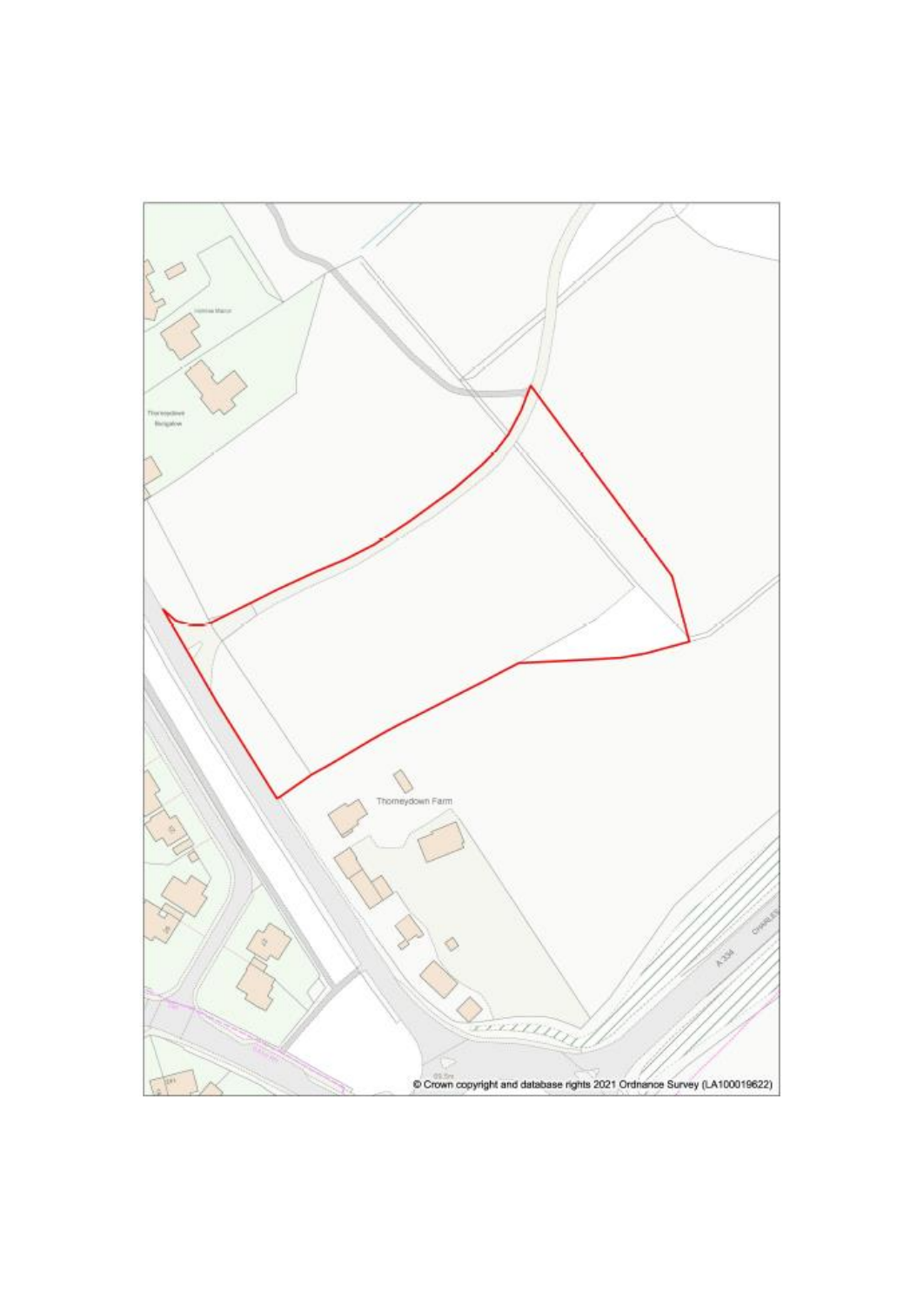Hollow Mace

Thorneydown Bungalow

Thorneydown Farm

A 334

CHARLES

© Crown copyright and database rights 2021 Ordnance Survey (LA100019622)